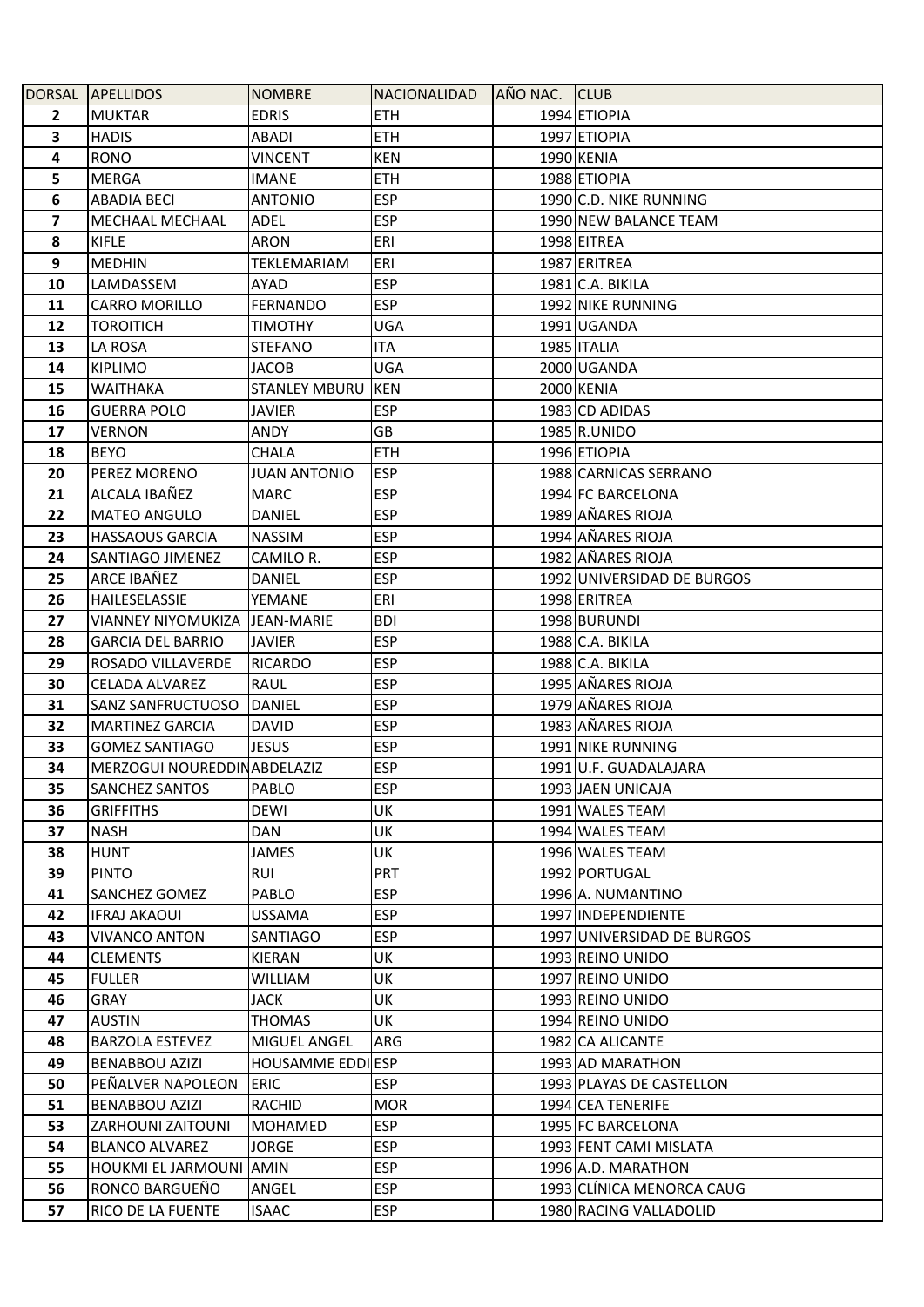| DORSAL | APELLIDOS | NOMBRE | NACIONALIDAD | AÑO NAC. | CLUB |
|---|---|---|---|---|---|
| 2 | MUKTAR | EDRIS | ETH | 1994 | ETIOPIA |
| 3 | HADIS | ABADI | ETH | 1997 | ETIOPIA |
| 4 | RONO | VINCENT | KEN | 1990 | KENIA |
| 5 | MERGA | IMANE | ETH | 1988 | ETIOPIA |
| 6 | ABADIA BECI | ANTONIO | ESP | 1990 | C.D. NIKE RUNNING |
| 7 | MECHAAL MECHAAL | ADEL | ESP | 1990 | NEW BALANCE TEAM |
| 8 | KIFLE | ARON | ERI | 1998 | EITREA |
| 9 | MEDHIN | TEKLEMARIAM | ERI | 1987 | ERITREA |
| 10 | LAMDASSEM | AYAD | ESP | 1981 | C.A. BIKILA |
| 11 | CARRO MORILLO | FERNANDO | ESP | 1992 | NIKE RUNNING |
| 12 | TOROITICH | TIMOTHY | UGA | 1991 | UGANDA |
| 13 | LA ROSA | STEFANO | ITA | 1985 | ITALIA |
| 14 | KIPLIMO | JACOB | UGA | 2000 | UGANDA |
| 15 | WAITHAKA | STANLEY MBURU | KEN | 2000 | KENIA |
| 16 | GUERRA POLO | JAVIER | ESP | 1983 | CD ADIDAS |
| 17 | VERNON | ANDY | GB | 1985 | R.UNIDO |
| 18 | BEYO | CHALA | ETH | 1996 | ETIOPIA |
| 20 | PEREZ MORENO | JUAN ANTONIO | ESP | 1988 | CARNICAS SERRANO |
| 21 | ALCALA IBAÑEZ | MARC | ESP | 1994 | FC BARCELONA |
| 22 | MATEO ANGULO | DANIEL | ESP | 1989 | AÑARES RIOJA |
| 23 | HASSAOUS GARCIA | NASSIM | ESP | 1994 | AÑARES RIOJA |
| 24 | SANTIAGO JIMENEZ | CAMILO R. | ESP | 1982 | AÑARES RIOJA |
| 25 | ARCE IBAÑEZ | DANIEL | ESP | 1992 | UNIVERSIDAD DE BURGOS |
| 26 | HAILESELASSIE | YEMANE | ERI | 1998 | ERITREA |
| 27 | VIANNEY NIYOMUKIZA | JEAN-MARIE | BDI | 1998 | BURUNDI |
| 28 | GARCIA DEL BARRIO | JAVIER | ESP | 1988 | C.A. BIKILA |
| 29 | ROSADO VILLAVERDE | RICARDO | ESP | 1988 | C.A. BIKILA |
| 30 | CELADA ALVAREZ | RAUL | ESP | 1995 | AÑARES RIOJA |
| 31 | SANZ SANFRUCTUOSO | DANIEL | ESP | 1979 | AÑARES RIOJA |
| 32 | MARTINEZ GARCIA | DAVID | ESP | 1983 | AÑARES RIOJA |
| 33 | GOMEZ SANTIAGO | JESUS | ESP | 1991 | NIKE RUNNING |
| 34 | MERZOGUI NOUREDDIN | ABDELAZIZ | ESP | 1991 | U.F. GUADALAJARA |
| 35 | SANCHEZ SANTOS | PABLO | ESP | 1993 | JAEN UNICAJA |
| 36 | GRIFFITHS | DEWI | UK | 1991 | WALES TEAM |
| 37 | NASH | DAN | UK | 1994 | WALES TEAM |
| 38 | HUNT | JAMES | UK | 1996 | WALES TEAM |
| 39 | PINTO | RUI | PRT | 1992 | PORTUGAL |
| 41 | SANCHEZ GOMEZ | PABLO | ESP | 1996 | A. NUMANTINO |
| 42 | IFRAJ AKAOUI | USSAMA | ESP | 1997 | INDEPENDIENTE |
| 43 | VIVANCO ANTON | SANTIAGO | ESP | 1997 | UNIVERSIDAD DE BURGOS |
| 44 | CLEMENTS | KIERAN | UK | 1993 | REINO UNIDO |
| 45 | FULLER | WILLIAM | UK | 1997 | REINO UNIDO |
| 46 | GRAY | JACK | UK | 1993 | REINO UNIDO |
| 47 | AUSTIN | THOMAS | UK | 1994 | REINO UNIDO |
| 48 | BARZOLA ESTEVEZ | MIGUEL ANGEL | ARG | 1982 | CA ALICANTE |
| 49 | BENABBOU AZIZI | HOUSAMME EDDI | ESP | 1993 | AD MARATHON |
| 50 | PEÑALVER NAPOLEON | ERIC | ESP | 1993 | PLAYAS DE CASTELLON |
| 51 | BENABBOU AZIZI | RACHID | MOR | 1994 | CEA TENERIFE |
| 53 | ZARHOUNI ZAITOUNI | MOHAMED | ESP | 1995 | FC BARCELONA |
| 54 | BLANCO ALVAREZ | JORGE | ESP | 1993 | FENT CAMI MISLATA |
| 55 | HOUKMI EL JARMOUNI | AMIN | ESP | 1996 | A.D. MARATHON |
| 56 | RONCO BARGUEÑO | ANGEL | ESP | 1993 | CLÍNICA MENORCA CAUG |
| 57 | RICO DE LA FUENTE | ISAAC | ESP | 1980 | RACING VALLADOLID |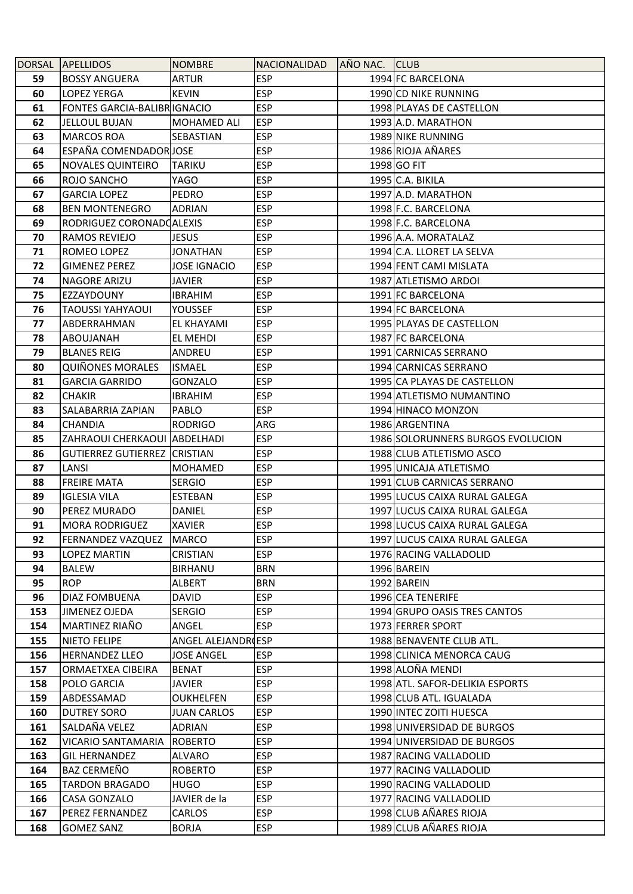| DORSAL | APELLIDOS | NOMBRE | NACIONALIDAD | AÑO NAC. | CLUB |
|---|---|---|---|---|---|
| 59 | BOSSY ANGUERA | ARTUR | ESP | 1994 | FC BARCELONA |
| 60 | LOPEZ YERGA | KEVIN | ESP | 1990 | CD NIKE RUNNING |
| 61 | FONTES GARCIA-BALIBR | IGNACIO | ESP | 1998 | PLAYAS DE CASTELLON |
| 62 | JELLOUL BUJAN | MOHAMED ALI | ESP | 1993 | A.D. MARATHON |
| 63 | MARCOS ROA | SEBASTIAN | ESP | 1989 | NIKE RUNNING |
| 64 | ESPAÑA COMENDADOR | JOSE | ESP | 1986 | RIOJA AÑARES |
| 65 | NOVALES QUINTEIRO | TARIKU | ESP | 1998 | GO FIT |
| 66 | ROJO SANCHO | YAGO | ESP | 1995 | C.A. BIKILA |
| 67 | GARCIA LOPEZ | PEDRO | ESP | 1997 | A.D. MARATHON |
| 68 | BEN MONTENEGRO | ADRIAN | ESP | 1998 | F.C. BARCELONA |
| 69 | RODRIGUEZ CORONADO | ALEXIS | ESP | 1998 | F.C. BARCELONA |
| 70 | RAMOS REVIEJO | JESUS | ESP | 1996 | A.A. MORATALAZ |
| 71 | ROMEO LOPEZ | JONATHAN | ESP | 1994 | C.A. LLORET LA SELVA |
| 72 | GIMENEZ PEREZ | JOSE IGNACIO | ESP | 1994 | FENT CAMI MISLATA |
| 74 | NAGORE ARIZU | JAVIER | ESP | 1987 | ATLETISMO ARDOI |
| 75 | EZZAYDOUNY | IBRAHIM | ESP | 1991 | FC BARCELONA |
| 76 | TAOUSSI YAHYAOUI | YOUSSEF | ESP | 1994 | FC BARCELONA |
| 77 | ABDERRAHMAN | EL KHAYAMI | ESP | 1995 | PLAYAS DE CASTELLON |
| 78 | ABOUJANAH | EL MEHDI | ESP | 1987 | FC BARCELONA |
| 79 | BLANES REIG | ANDREU | ESP | 1991 | CARNICAS SERRANO |
| 80 | QUIÑONES MORALES | ISMAEL | ESP | 1994 | CARNICAS SERRANO |
| 81 | GARCIA GARRIDO | GONZALO | ESP | 1995 | CA PLAYAS DE CASTELLON |
| 82 | CHAKIR | IBRAHIM | ESP | 1994 | ATLETISMO NUMANTINO |
| 83 | SALABARRIA ZAPIAN | PABLO | ESP | 1994 | HINACO MONZON |
| 84 | CHANDIA | RODRIGO | ARG | 1986 | ARGENTINA |
| 85 | ZAHRAOUI CHERKAOUI | ABDELHADI | ESP | 1986 | SOLORUNNERS BURGOS EVOLUCION |
| 86 | GUTIERREZ GUTIERREZ | CRISTIAN | ESP | 1988 | CLUB ATLETISMO ASCO |
| 87 | LANSI | MOHAMED | ESP | 1995 | UNICAJA ATLETISMO |
| 88 | FREIRE MATA | SERGIO | ESP | 1991 | CLUB CARNICAS SERRANO |
| 89 | IGLESIA VILA | ESTEBAN | ESP | 1995 | LUCUS CAIXA RURAL GALEGA |
| 90 | PEREZ MURADO | DANIEL | ESP | 1997 | LUCUS CAIXA RURAL GALEGA |
| 91 | MORA RODRIGUEZ | XAVIER | ESP | 1998 | LUCUS CAIXA RURAL GALEGA |
| 92 | FERNANDEZ VAZQUEZ | MARCO | ESP | 1997 | LUCUS CAIXA RURAL GALEGA |
| 93 | LOPEZ MARTIN | CRISTIAN | ESP | 1976 | RACING VALLADOLID |
| 94 | BALEW | BIRHANU | BRN | 1996 | BAREIN |
| 95 | ROP | ALBERT | BRN | 1992 | BAREIN |
| 96 | DIAZ FOMBUENA | DAVID | ESP | 1996 | CEA TENERIFE |
| 153 | JIMENEZ OJEDA | SERGIO | ESP | 1994 | GRUPO OASIS TRES CANTOS |
| 154 | MARTINEZ RIAÑO | ANGEL | ESP | 1973 | FERRER SPORT |
| 155 | NIETO FELIPE | ANGEL ALEJANDRO | ESP | 1988 | BENAVENTE CLUB ATL. |
| 156 | HERNANDEZ LLEO | JOSE ANGEL | ESP | 1998 | CLINICA MENORCA CAUG |
| 157 | ORMAETXEA CIBEIRA | BENAT | ESP | 1998 | ALOÑA MENDI |
| 158 | POLO GARCIA | JAVIER | ESP | 1998 | ATL. SAFOR-DELIKIA ESPORTS |
| 159 | ABDESSAMAD | OUKHELFEN | ESP | 1998 | CLUB ATL. IGUALADA |
| 160 | DUTREY SORO | JUAN CARLOS | ESP | 1990 | INTEC ZOITI HUESCA |
| 161 | SALDAÑA VELEZ | ADRIAN | ESP | 1998 | UNIVERSIDAD DE BURGOS |
| 162 | VICARIO SANTAMARIA | ROBERTO | ESP | 1994 | UNIVERSIDAD DE BURGOS |
| 163 | GIL HERNANDEZ | ALVARO | ESP | 1987 | RACING VALLADOLID |
| 164 | BAZ CERMEÑO | ROBERTO | ESP | 1977 | RACING VALLADOLID |
| 165 | TARDON BRAGADO | HUGO | ESP | 1990 | RACING VALLADOLID |
| 166 | CASA GONZALO | JAVIER de la | ESP | 1977 | RACING VALLADOLID |
| 167 | PEREZ FERNANDEZ | CARLOS | ESP | 1998 | CLUB AÑARES RIOJA |
| 168 | GOMEZ SANZ | BORJA | ESP | 1989 | CLUB AÑARES RIOJA |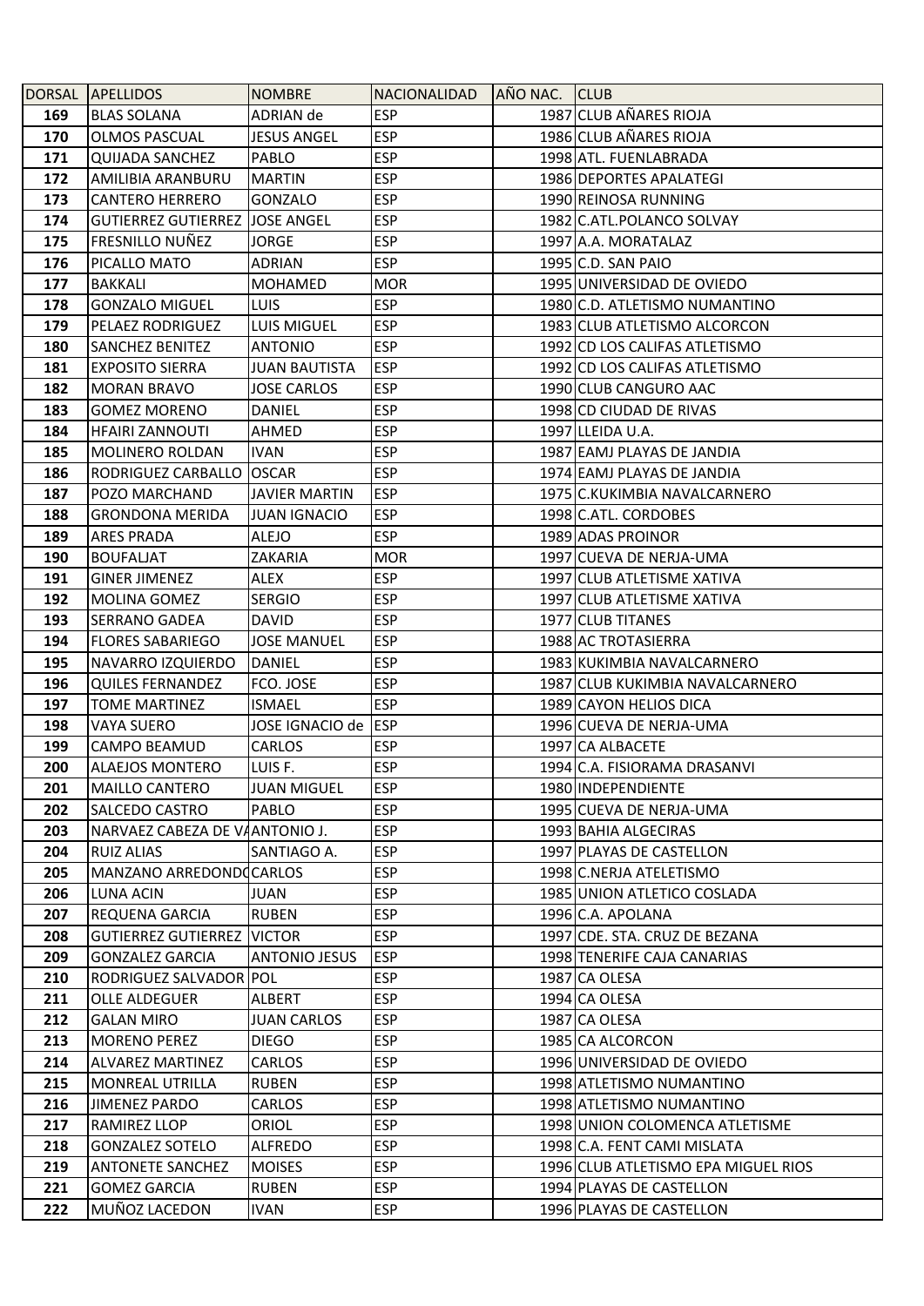| DORSAL | APELLIDOS | NOMBRE | NACIONALIDAD | AÑO NAC. | CLUB |
|---|---|---|---|---|---|
| 169 | BLAS SOLANA | ADRIAN de | ESP | 1987 | CLUB AÑARES RIOJA |
| 170 | OLMOS PASCUAL | JESUS ANGEL | ESP | 1986 | CLUB AÑARES RIOJA |
| 171 | QUIJADA SANCHEZ | PABLO | ESP | 1998 | ATL. FUENLABRADA |
| 172 | AMILIBIA ARANBURU | MARTIN | ESP | 1986 | DEPORTES APALATEGI |
| 173 | CANTERO HERRERO | GONZALO | ESP | 1990 | REINOSA RUNNING |
| 174 | GUTIERREZ GUTIERREZ | JOSE ANGEL | ESP | 1982 | C.ATL.POLANCO SOLVAY |
| 175 | FRESNILLO NUÑEZ | JORGE | ESP | 1997 | A.A. MORATALAZ |
| 176 | PICALLO MATO | ADRIAN | ESP | 1995 | C.D. SAN PAIO |
| 177 | BAKKALI | MOHAMED | MOR | 1995 | UNIVERSIDAD DE OVIEDO |
| 178 | GONZALO MIGUEL | LUIS | ESP | 1980 | C.D. ATLETISMO NUMANTINO |
| 179 | PELAEZ RODRIGUEZ | LUIS MIGUEL | ESP | 1983 | CLUB ATLETISMO ALCORCON |
| 180 | SANCHEZ BENITEZ | ANTONIO | ESP | 1992 | CD LOS CALIFAS ATLETISMO |
| 181 | EXPOSITO SIERRA | JUAN BAUTISTA | ESP | 1992 | CD LOS CALIFAS ATLETISMO |
| 182 | MORAN BRAVO | JOSE CARLOS | ESP | 1990 | CLUB CANGURO AAC |
| 183 | GOMEZ MORENO | DANIEL | ESP | 1998 | CD CIUDAD DE RIVAS |
| 184 | HFAIRI ZANNOUTI | AHMED | ESP | 1997 | LLEIDA U.A. |
| 185 | MOLINERO ROLDAN | IVAN | ESP | 1987 | EAMJ PLAYAS DE JANDIA |
| 186 | RODRIGUEZ CARBALLO | OSCAR | ESP | 1974 | EAMJ PLAYAS DE JANDIA |
| 187 | POZO MARCHAND | JAVIER MARTIN | ESP | 1975 | C.KUKIMBIA NAVALCARNERO |
| 188 | GRONDONA MERIDA | JUAN IGNACIO | ESP | 1998 | C.ATL. CORDOBES |
| 189 | ARES PRADA | ALEJO | ESP | 1989 | ADAS PROINOR |
| 190 | BOUFALJAT | ZAKARIA | MOR | 1997 | CUEVA DE NERJA-UMA |
| 191 | GINER JIMENEZ | ALEX | ESP | 1997 | CLUB ATLETISME XATIVA |
| 192 | MOLINA GOMEZ | SERGIO | ESP | 1997 | CLUB ATLETISME XATIVA |
| 193 | SERRANO GADEA | DAVID | ESP | 1977 | CLUB TITANES |
| 194 | FLORES SABARIEGO | JOSE MANUEL | ESP | 1988 | AC TROTASIERRA |
| 195 | NAVARRO IZQUIERDO | DANIEL | ESP | 1983 | KUKIMBIA NAVALCARNERO |
| 196 | QUILES FERNANDEZ | FCO. JOSE | ESP | 1987 | CLUB KUKIMBIA NAVALCARNERO |
| 197 | TOME MARTINEZ | ISMAEL | ESP | 1989 | CAYON HELIOS DICA |
| 198 | VAYA SUERO | JOSE IGNACIO de | ESP | 1996 | CUEVA DE NERJA-UMA |
| 199 | CAMPO BEAMUD | CARLOS | ESP | 1997 | CA ALBACETE |
| 200 | ALAEJOS MONTERO | LUIS F. | ESP | 1994 | C.A. FISIORAMA DRASANVI |
| 201 | MAILLO CANTERO | JUAN MIGUEL | ESP | 1980 | INDEPENDIENTE |
| 202 | SALCEDO CASTRO | PABLO | ESP | 1995 | CUEVA DE NERJA-UMA |
| 203 | NARVAEZ CABEZA DE VA | ANTONIO J. | ESP | 1993 | BAHIA ALGECIRAS |
| 204 | RUIZ ALIAS | SANTIAGO A. | ESP | 1997 | PLAYAS DE CASTELLON |
| 205 | MANZANO ARREDONDO | CARLOS | ESP | 1998 | C.NERJA ATELETISMO |
| 206 | LUNA ACIN | JUAN | ESP | 1985 | UNION ATLETICO COSLADA |
| 207 | REQUENA GARCIA | RUBEN | ESP | 1996 | C.A. APOLANA |
| 208 | GUTIERREZ GUTIERREZ | VICTOR | ESP | 1997 | CDE. STA. CRUZ DE BEZANA |
| 209 | GONZALEZ GARCIA | ANTONIO JESUS | ESP | 1998 | TENERIFE CAJA CANARIAS |
| 210 | RODRIGUEZ SALVADOR | POL | ESP | 1987 | CA OLESA |
| 211 | OLLE ALDEGUER | ALBERT | ESP | 1994 | CA OLESA |
| 212 | GALAN MIRO | JUAN CARLOS | ESP | 1987 | CA OLESA |
| 213 | MORENO PEREZ | DIEGO | ESP | 1985 | CA ALCORCON |
| 214 | ALVAREZ MARTINEZ | CARLOS | ESP | 1996 | UNIVERSIDAD DE OVIEDO |
| 215 | MONREAL UTRILLA | RUBEN | ESP | 1998 | ATLETISMO NUMANTINO |
| 216 | JIMENEZ PARDO | CARLOS | ESP | 1998 | ATLETISMO NUMANTINO |
| 217 | RAMIREZ LLOP | ORIOL | ESP | 1998 | UNION COLOMENCA ATLETISME |
| 218 | GONZALEZ SOTELO | ALFREDO | ESP | 1998 | C.A. FENT CAMI MISLATA |
| 219 | ANTONETE SANCHEZ | MOISES | ESP | 1996 | CLUB ATLETISMO EPA MIGUEL RIOS |
| 221 | GOMEZ GARCIA | RUBEN | ESP | 1994 | PLAYAS DE CASTELLON |
| 222 | MUÑOZ LACEDON | IVAN | ESP | 1996 | PLAYAS DE CASTELLON |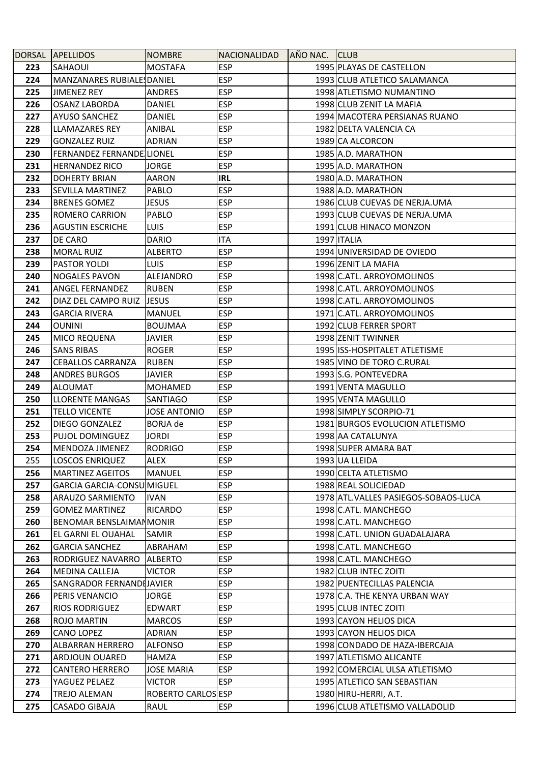| DORSAL | APELLIDOS | NOMBRE | NACIONALIDAD | AÑO NAC. | CLUB |
|---|---|---|---|---|---|
| 223 | SAHAOUI | MOSTAFA | ESP | 1995 | PLAYAS DE CASTELLON |
| 224 | MANZANARES RUBIALES | DANIEL | ESP | 1993 | CLUB ATLETICO SALAMANCA |
| 225 | JIMENEZ REY | ANDRES | ESP | 1998 | ATLETISMO NUMANTINO |
| 226 | OSANZ LABORDA | DANIEL | ESP | 1998 | CLUB ZENIT LA MAFIA |
| 227 | AYUSO SANCHEZ | DANIEL | ESP | 1994 | MACOTERA PERSIANAS RUANO |
| 228 | LLAMAZARES REY | ANIBAL | ESP | 1982 | DELTA VALENCIA CA |
| 229 | GONZALEZ RUIZ | ADRIAN | ESP | 1989 | CA ALCORCON |
| 230 | FERNANDEZ FERNANDE | LIONEL | ESP | 1985 | A.D. MARATHON |
| 231 | HERNANDEZ RICO | JORGE | ESP | 1995 | A.D. MARATHON |
| 232 | DOHERTY BRIAN | AARON | **IRL** | 1980 | A.D. MARATHON |
| 233 | SEVILLA MARTINEZ | PABLO | ESP | 1988 | A.D. MARATHON |
| 234 | BRENES GOMEZ | JESUS | ESP | 1986 | CLUB CUEVAS DE NERJA.UMA |
| 235 | ROMERO CARRION | PABLO | ESP | 1993 | CLUB CUEVAS DE NERJA.UMA |
| 236 | AGUSTIN ESCRICHE | LUIS | ESP | 1991 | CLUB HINACO MONZON |
| 237 | DE CARO | DARIO | ITA | 1997 | ITALIA |
| 238 | MORAL RUIZ | ALBERTO | ESP | 1994 | UNIVERSIDAD DE OVIEDO |
| 239 | PASTOR YOLDI | LUIS | ESP | 1996 | ZENIT LA MAFIA |
| 240 | NOGALES PAVON | ALEJANDRO | ESP | 1998 | C.ATL. ARROYOMOLINOS |
| 241 | ANGEL FERNANDEZ | RUBEN | ESP | 1998 | C.ATL. ARROYOMOLINOS |
| 242 | DIAZ DEL CAMPO RUIZ | JESUS | ESP | 1998 | C.ATL. ARROYOMOLINOS |
| 243 | GARCIA RIVERA | MANUEL | ESP | 1971 | C.ATL. ARROYOMOLINOS |
| 244 | OUNINI | BOUJMAA | ESP | 1992 | CLUB FERRER SPORT |
| 245 | MICO REQUENA | JAVIER | ESP | 1998 | ZENIT TWINNER |
| 246 | SANS RIBAS | ROGER | ESP | 1995 | ISS-HOSPITALET ATLETISME |
| 247 | CEBALLOS CARRANZA | RUBEN | ESP | 1985 | VINO DE TORO C.RURAL |
| 248 | ANDRES BURGOS | JAVIER | ESP | 1993 | S.G. PONTEVEDRA |
| 249 | ALOUMAT | MOHAMED | ESP | 1991 | VENTA MAGULLO |
| 250 | LLORENTE MANGAS | SANTIAGO | ESP | 1995 | VENTA MAGULLO |
| 251 | TELLO VICENTE | JOSE ANTONIO | ESP | 1998 | SIMPLY SCORPIO-71 |
| 252 | DIEGO GONZALEZ | BORJA de | ESP | 1981 | BURGOS EVOLUCION ATLETISMO |
| 253 | PUJOL DOMINGUEZ | JORDI | ESP | 1998 | AA CATALUNYA |
| 254 | MENDOZA JIMENEZ | RODRIGO | ESP | 1998 | SUPER AMARA BAT |
| 255 | LOSCOS ENRIQUEZ | ALEX | ESP | 1993 | UA LLEIDA |
| 256 | MARTINEZ AGEITOS | MANUEL | ESP | 1990 | CELTA ATLETISMO |
| 257 | GARCIA GARCIA-CONSU | MIGUEL | ESP | 1988 | REAL SOLICIEDAD |
| 258 | ARAUZO SARMIENTO | IVAN | ESP | 1978 | ATL.VALLES PASIEGOS-SOBAOS-LUCA |
| 259 | GOMEZ MARTINEZ | RICARDO | ESP | 1998 | C.ATL. MANCHEGO |
| 260 | BENOMAR BENSLAIMAN | MONIR | ESP | 1998 | C.ATL. MANCHEGO |
| 261 | EL GARNI EL OUAHAL | SAMIR | ESP | 1998 | C.ATL. UNION GUADALAJARA |
| 262 | GARCIA SANCHEZ | ABRAHAM | ESP | 1998 | C.ATL. MANCHEGO |
| 263 | RODRIGUEZ NAVARRO | ALBERTO | ESP | 1998 | C.ATL. MANCHEGO |
| 264 | MEDINA CALLEJA | VICTOR | ESP | 1982 | CLUB INTEC ZOITI |
| 265 | SANGRADOR FERNANDE | JAVIER | ESP | 1982 | PUENTECILLAS PALENCIA |
| 266 | PERIS VENANCIO | JORGE | ESP | 1978 | C.A. THE KENYA URBAN WAY |
| 267 | RIOS RODRIGUEZ | EDWART | ESP | 1995 | CLUB INTEC ZOITI |
| 268 | ROJO MARTIN | MARCOS | ESP | 1993 | CAYON HELIOS DICA |
| 269 | CANO LOPEZ | ADRIAN | ESP | 1993 | CAYON HELIOS DICA |
| 270 | ALBARRAN HERRERO | ALFONSO | ESP | 1998 | CONDADO DE HAZA-IBERCAJA |
| 271 | ARDJOUN OUARED | HAMZA | ESP | 1997 | ATLETISMO ALICANTE |
| 272 | CANTERO HERRERO | JOSE MARIA | ESP | 1992 | COMERCIAL ULSA ATLETISMO |
| 273 | YAGUEZ PELAEZ | VICTOR | ESP | 1995 | ATLETICO SAN SEBASTIAN |
| 274 | TREJO ALEMAN | ROBERTO CARLOS | ESP | 1980 | HIRU-HERRI, A.T. |
| 275 | CASADO GIBAJA | RAUL | ESP | 1996 | CLUB ATLETISMO VALLADOLID |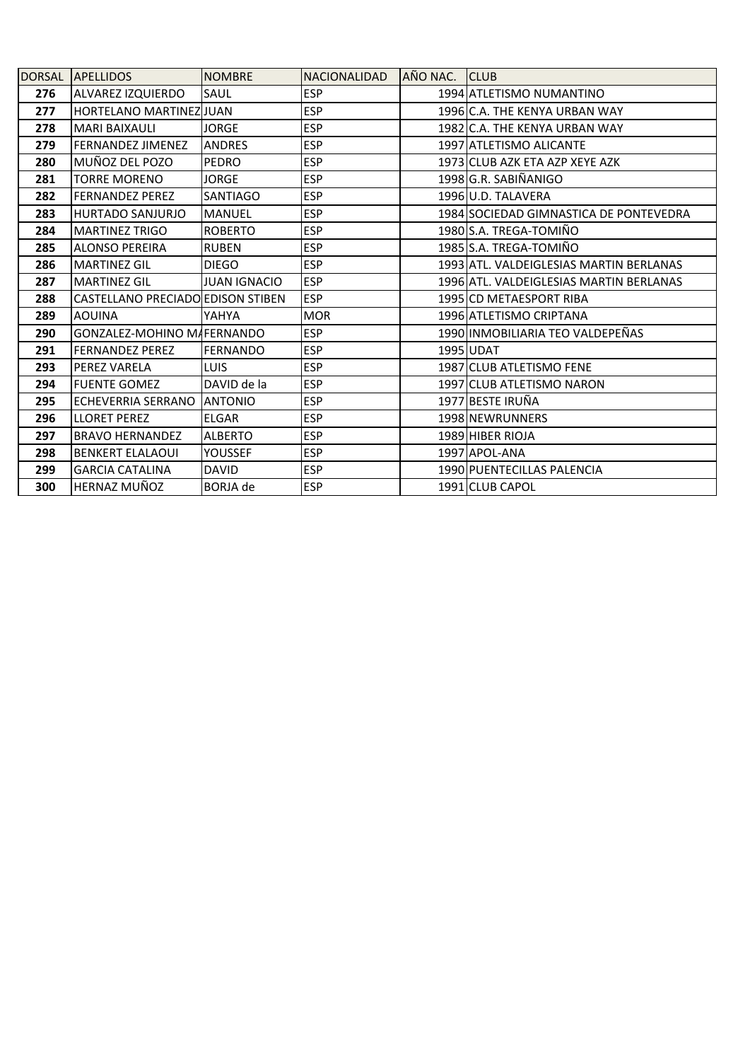| DORSAL | APELLIDOS | NOMBRE | NACIONALIDAD | AÑO NAC. | CLUB |
| --- | --- | --- | --- | --- | --- |
| 276 | ALVAREZ IZQUIERDO | SAUL | ESP | 1994 | ATLETISMO NUMANTINO |
| 277 | HORTELANO MARTINEZ | JUAN | ESP | 1996 | C.A. THE KENYA URBAN WAY |
| 278 | MARI BAIXAULI | JORGE | ESP | 1982 | C.A. THE KENYA URBAN WAY |
| 279 | FERNANDEZ JIMENEZ | ANDRES | ESP | 1997 | ATLETISMO ALICANTE |
| 280 | MUÑOZ DEL POZO | PEDRO | ESP | 1973 | CLUB AZK ETA AZP XEYE AZK |
| 281 | TORRE MORENO | JORGE | ESP | 1998 | G.R. SABIÑANIGO |
| 282 | FERNANDEZ PEREZ | SANTIAGO | ESP | 1996 | U.D. TALAVERA |
| 283 | HURTADO SANJURJO | MANUEL | ESP | 1984 | SOCIEDAD GIMNASTICA DE PONTEVEDRA |
| 284 | MARTINEZ TRIGO | ROBERTO | ESP | 1980 | S.A. TREGA-TOMIÑO |
| 285 | ALONSO PEREIRA | RUBEN | ESP | 1985 | S.A. TREGA-TOMIÑO |
| 286 | MARTINEZ GIL | DIEGO | ESP | 1993 | ATL. VALDEIGLESIAS MARTIN BERLANAS |
| 287 | MARTINEZ GIL | JUAN IGNACIO | ESP | 1996 | ATL. VALDEIGLESIAS MARTIN BERLANAS |
| 288 | CASTELLANO PRECIADO | EDISON STIBEN | ESP | 1995 | CD METAESPORT RIBA |
| 289 | AOUINA | YAHYA | MOR | 1996 | ATLETISMO CRIPTANA |
| 290 | GONZALEZ-MOHINO MA | FERNANDO | ESP | 1990 | INMOBILIARIA TEO VALDEPEÑAS |
| 291 | FERNANDEZ PEREZ | FERNANDO | ESP | 1995 | UDAT |
| 293 | PEREZ VARELA | LUIS | ESP | 1987 | CLUB ATLETISMO FENE |
| 294 | FUENTE GOMEZ | DAVID de la | ESP | 1997 | CLUB ATLETISMO NARON |
| 295 | ECHEVERRIA SERRANO | ANTONIO | ESP | 1977 | BESTE IRUÑA |
| 296 | LLORET PEREZ | ELGAR | ESP | 1998 | NEWRUNNERS |
| 297 | BRAVO HERNANDEZ | ALBERTO | ESP | 1989 | HIBER RIOJA |
| 298 | BENKERT ELALAOUI | YOUSSEF | ESP | 1997 | APOL-ANA |
| 299 | GARCIA CATALINA | DAVID | ESP | 1990 | PUENTECILLAS PALENCIA |
| 300 | HERNAZ MUÑOZ | BORJA de | ESP | 1991 | CLUB CAPOL |